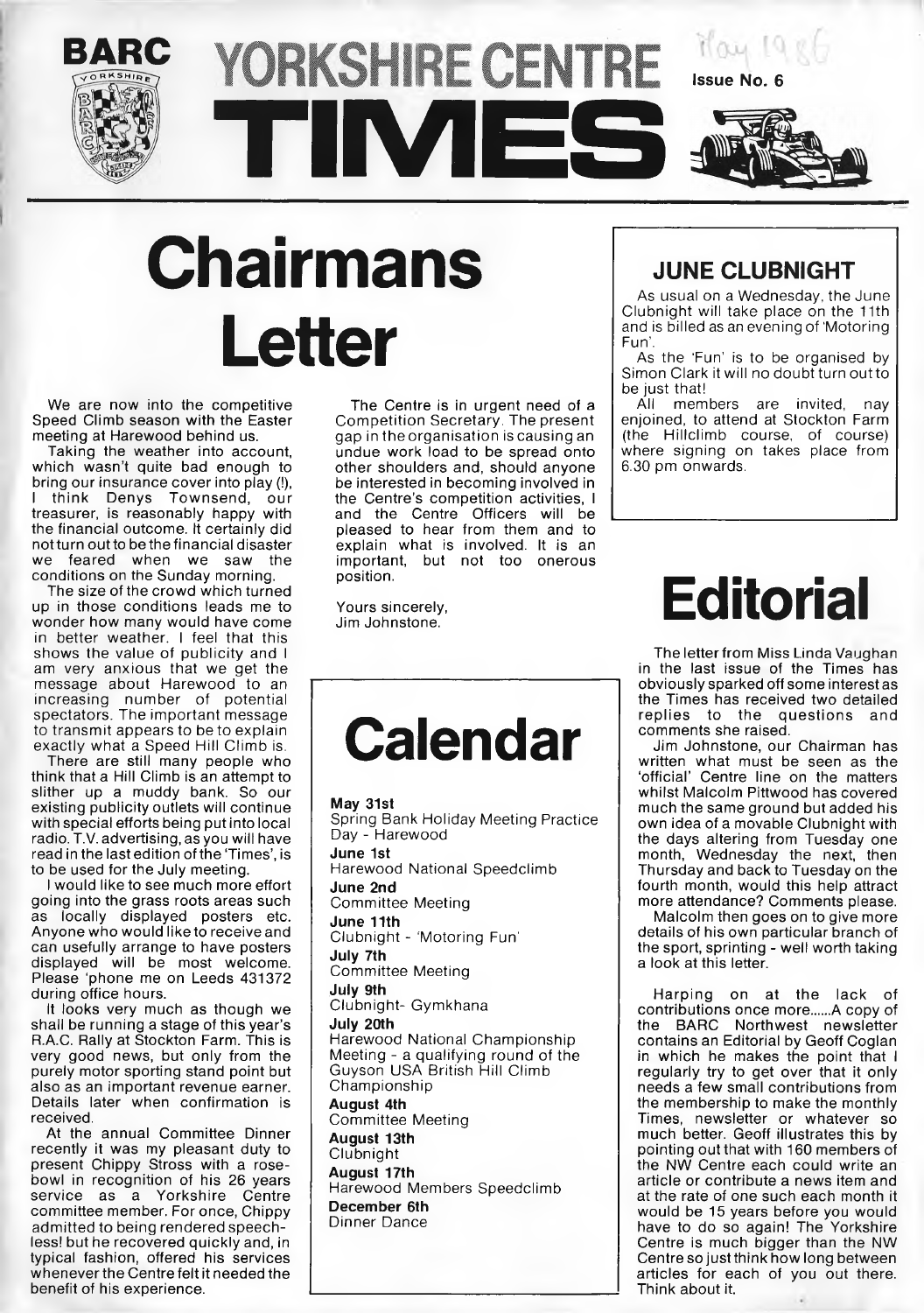# BARC YORKSHIRE CENTRE TIMES

May 1986

Issue No. 6

# Chairmans Letter

We are now into the competitive Speed Climb season with the Easter meeting at Harewood behind us.

Taking the weather into account, which wasn't quite bad enough to bring our insurance cover into play (!), I think Denys Townsend, our treasurer, is reasonably happy with the financial outcome. It certainly did not turn out to be the financial disaster we feared when we saw the conditions on the Sunday morning.

The size of the crowd which turned up in those conditions leads me to wonder how many would have come in better weather. I feel that this shows the value of publicity and I am very anxious that we get the message about Harewood to an increasing number of potential spectators. The important message to transmit appears to be to explain exactly what a Speed Hill Climb is.

There are still many people who think that a Hill Climb is an attempt to slither up a muddy bank. So our existing publicity outlets will continue with special efforts being put into local radio. T.V. advertising, as you will have read in the last edition of the 'Times', is to be used for the July meeting.

I would like to see much more effort going into the grass roots areas such as locally displayed posters etc. Anyone who would like to receive and can usefully arrange to have posters displayed will be most welcome. Please 'phone me on Leeds 431372 during office hours.

It looks very much as though we shall be running a stage of this year's R.A.C. Rally at Stockton Farm. This is very good news, but only from the purely motor sporting stand point but also as an important revenue earner. Details later when confirmation is received.

At the annual Committee Dinner recently it was my pleasant duty to present Chippy Stross with a rose-bowl in recognition of his 26 years service as a Yorkshire Centre committee member. For once, Chippy admitted to being rendered speechless! but he recovered quickly and, in typical fashion, offered his services whenever the Centre felt it needed the benefit of his experience.

The Centre is in urgent need of a Competition Secretary. The present gap in the organisation is causing an undue work load to be spread onto other shoulders and, should anyone be interested in becoming involved in the Centre's competition activities, I and the Centre Officers will be pleased to hear from them and to explain what is involved. It is an important, but not too onerous position.

Yours sincerely,
Jim Johnstone.

# Calendar

**May 31st**
Spring Bank Holiday Meeting Practice Day - Harewood

**June 1st**
Harewood National Speedclimb

**June 2nd**
Committee Meeting

**June 11th**
Clubnight - 'Motoring Fun'

**July 7th**
Committee Meeting

**July 9th**
Clubnight- Gymkhana

**July 20th**
Harewood National Championship Meeting - a qualifying round of the Guyson USA British Hill Climb Championship

**August 4th**
Committee Meeting

**August 13th**
Clubnight

**August 17th**
Harewood Members Speedclimb

**December 6th**
Dinner Dance

## JUNE CLUBNIGHT

As usual on a Wednesday, the June Clubnight will take place on the 11th and is billed as an evening of 'Motoring Fun'.

As the 'Fun' is to be organised by Simon Clark it will no doubt turn out to be just that!

All members are invited, nay enjoined, to attend at Stockton Farm (the Hillclimb course, of course) where signing on takes place from 6.30 pm onwards.

# Editorial

The letter from Miss Linda Vaughan in the last issue of the Times has obviously sparked off some interest as the Times has received two detailed replies to the questions and comments she raised.

Jim Johnstone, our Chairman has written what must be seen as the 'official' Centre line on the matters whilst Malcolm Pittwood has covered much the same ground but added his own idea of a movable Clubnight with the days altering from Tuesday one month, Wednesday the next, then Thursday and back to Tuesday on the fourth month, would this help attract more attendance? Comments please.

Malcolm then goes on to give more details of his own particular branch of the sport, sprinting - well worth taking a look at this letter.

Harping on at the lack of contributions once more......A copy of the BARC Northwest newsletter contains an Editorial by Geoff Coglan in which he makes the point that I regularly try to get over that it only needs a few small contributions from the membership to make the monthly Times, newsletter or whatever so much better. Geoff illustrates this by pointing out that with 160 members of the NW Centre each could write an article or contribute a news item and at the rate of one such each month it would be 15 years before you would have to do so again! The Yorkshire Centre is much bigger than the NW Centre so just think how long between articles for each of you out there. Think about it.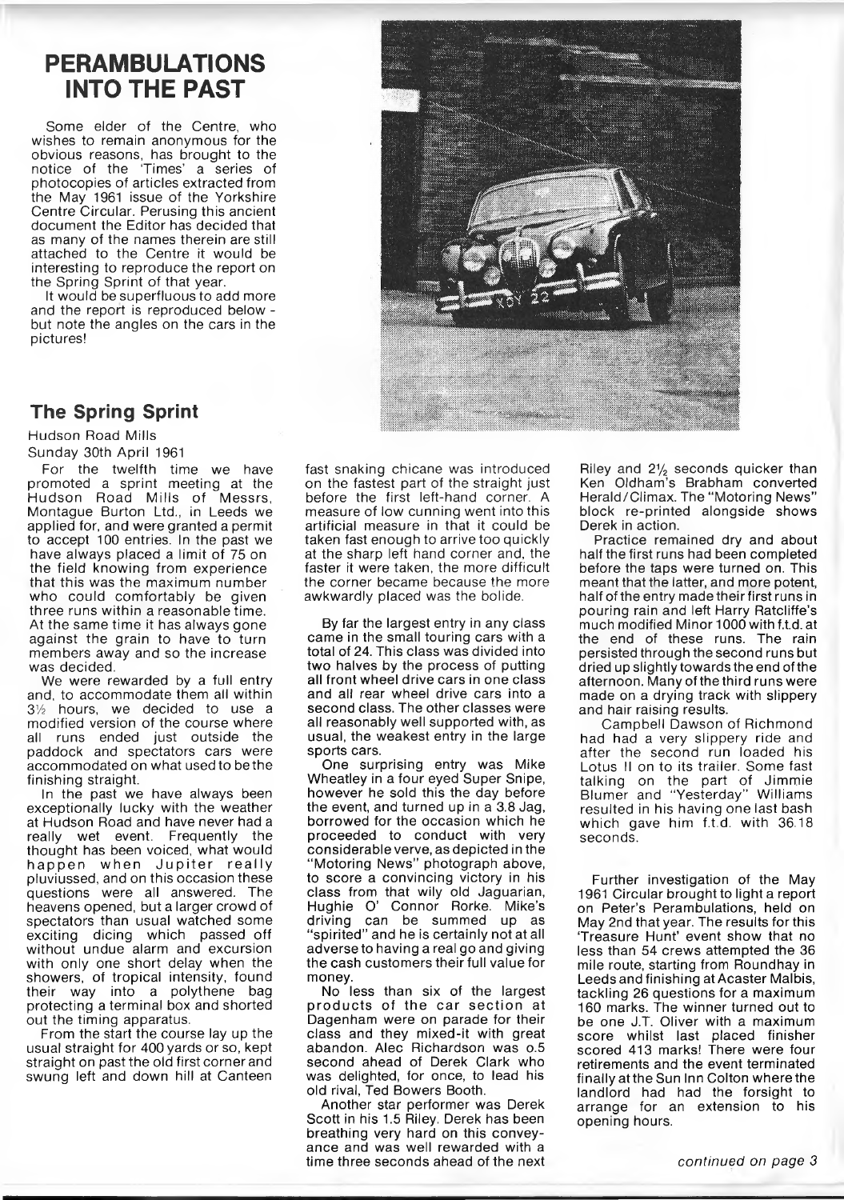# PERAMBULATIONS INTO THE PAST

Some elder of the Centre, who wishes to remain anonymous for the obvious reasons, has brought to the notice of the 'Times' a series of photocopies of articles extracted from the May 1961 issue of the Yorkshire Centre Circular. Perusing this ancient document the Editor has decided that as many of the names therein are still attached to the Centre it would be interesting to reproduce the report on the Spring Sprint of that year.

It would be superfluous to add more and the report is reproduced below - but note the angles on the cars in the pictures!

## The Spring Sprint

Hudson Road Mills
Sunday 30th April 1961

For the twelfth time we have promoted a sprint meeting at the Hudson Road Mills of Messrs. Montague Burton Ltd., in Leeds we applied for, and were granted a permit to accept 100 entries. In the past we have always placed a limit of 75 on the field knowing from experience that this was the maximum number who could comfortably be given three runs within a reasonable time. At the same time it has always gone against the grain to have to turn members away and so the increase was decided.

We were rewarded by a full entry and, to accommodate them all within 3½ hours, we decided to use a modified version of the course where all runs ended just outside the paddock and spectators cars were accommodated on what used to be the finishing straight.

In the past we have always been exceptionally lucky with the weather at Hudson Road and have never had a really wet event. Frequently the thought has been voiced, what would happen when Jupiter really pluviussed, and on this occasion these questions were all answered. The heavens opened, but a larger crowd of spectators than usual watched some exciting dicing which passed off without undue alarm and excursion with only one short delay when the showers, of tropical intensity, found their way into a polythene bag protecting a terminal box and shorted out the timing apparatus.

From the start the course lay up the usual straight for 400 yards or so, kept straight on past the old first corner and swung left and down hill at Canteen fast snaking chicane was introduced on the fastest part of the straight just before the first left-hand corner. A measure of low cunning went into this artificial measure in that it could be taken fast enough to arrive too quickly at the sharp left hand corner and, the faster it were taken, the more difficult the corner became because the more awkwardly placed was the bolide.

By far the largest entry in any class came in the small touring cars with a total of 24. This class was divided into two halves by the process of putting all front wheel drive cars in one class and all rear wheel drive cars into a second class. The other classes were all reasonably well supported with, as usual, the weakest entry in the large sports cars.

One surprising entry was Mike Wheatley in a four eyed Super Snipe, however he sold this the day before the event, and turned up in a 3.8 Jag, borrowed for the occasion which he proceeded to conduct with very considerable verve, as depicted in the "Motoring News" photograph above, to score a convincing victory in his class from that wily old Jaguarian, Hughie O' Connor Rorke. Mike's driving can be summed up as "spirited" and he is certainly not at all adverse to having a real go and giving the cash customers their full value for money.

No less than six of the largest products of the car section at Dagenham were on parade for their class and they mixed-it with great abandon. Alec Richardson was 0.5 second ahead of Derek Clark who was delighted, for once, to lead his old rival, Ted Bowers Booth.

Another star performer was Derek Scott in his 1.5 Riley. Derek has been breathing very hard on this conveyance and was well rewarded with a time three seconds ahead of the next Riley and 2½ seconds quicker than Ken Oldham's Brabham converted Herald/Climax. The "Motoring News" block re-printed alongside shows Derek in action.

Practice remained dry and about half the first runs had been completed before the taps were turned on. This meant that the latter, and more potent, half of the entry made their first runs in pouring rain and left Harry Ratcliffe's much modified Minor 1000 with f.t.d. at the end of these runs. The rain persisted through the second runs but dried up slightly towards the end of the afternoon. Many of the third runs were made on a drying track with slippery and hair raising results.

Campbell Dawson of Richmond had had a very slippery ride and after the second run loaded his Lotus II on to its trailer. Some fast talking on the part of Jimmie Blumer and "Yesterday" Williams resulted in his having one last bash which gave him f.t.d. with 36.18 seconds.

Further investigation of the May 1961 Circular brought to light a report on Peter's Perambulations, held on May 2nd that year. The results for this 'Treasure Hunt' event show that no less than 54 crews attempted the 36 mile route, starting from Roundhay in Leeds and finishing at Acaster Malbis, tackling 26 questions for a maximum 160 marks. The winner turned out to be one J.T. Oliver with a maximum score whilst last placed finisher scored 413 marks! There were four retirements and the event terminated finally at the Sun Inn Colton where the landlord had had the forsight to arrange for an extension to his opening hours.

*continued on page 3*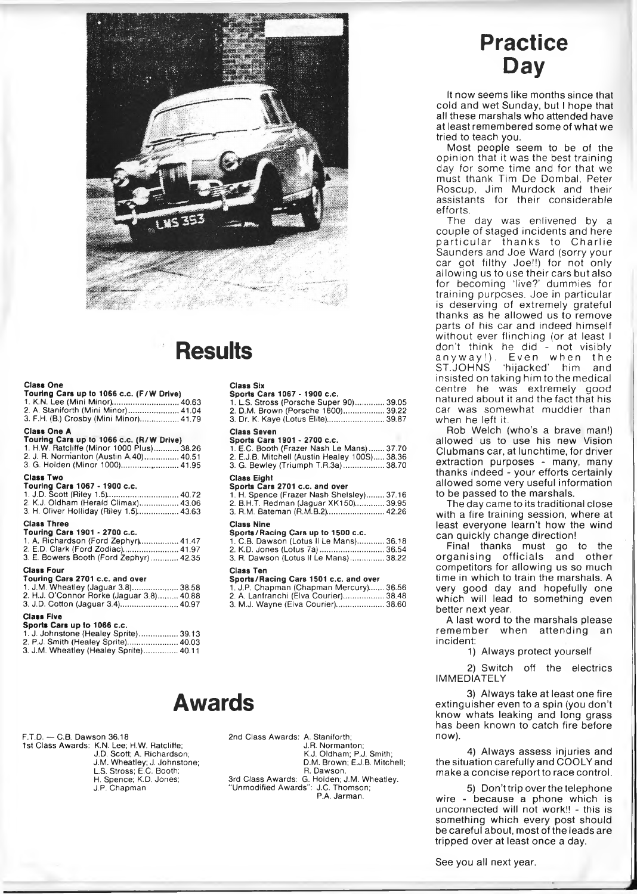# Results

**Class One**
**Touring Cars up to 1066 c.c. (F/W Drive)**
1. K.N. Lee (Mini Minor)............................ 40.63
2. A. Staniforth (Mini Minor)...................... 41.04
3. F.H. (B.) Crosby (Mini Minor)................. 41.79

**Class One A**
**Touring Cars up to 1066 c.c. (R/W Drive)**
1. H.W. Ratcliffe (Minor 1000 Plus)........... 38.26
2. J. R. Normanton (Austin A.40)............... 40.51
3. G. Holden (Minor 1000).......................... 41.95

**Class Two**
**Touring Cars 1067 - 1900 c.c.**
1. J.D. Scott (Riley 1.5).............................. 40.72
2. K.J. Oldham (Herald Climax)................. 43.06
3. H. Oliver Holliday (Riley 1.5)................. 43.63

**Class Three**
**Touring Cars 1901 - 2700 c.c.**
1. A. Richardson (Ford Zephyr)................. 41.47
2. E.D. Clark (Ford Zodiac)........................ 41.97
3. E. Bowers Booth (Ford Zephyr) ............ 42.35

**Class Four**
**Touring Cars 2701 c.c. and over**
1. J.M. Wheatley (Jaguar 3.8).................... 38.58
2. H.J. O'Connor Rorke (Jaguar 3.8)......... 40.88
3. J.D. Cotton (Jaguar 3.4)......................... 40.97

**Class Five**
**Sports Cars up to 1066 c.c.**
1. J. Johnstone (Healey Sprite)................. 39.13
2. P.J. Smith (Healey Sprite)...................... 40.03
3. J.M. Wheatley (Healey Sprite)............... 40.11

**Class Six**
**Sports Cars 1067 - 1900 c.c.**
1. L.S. Stross (Porsche Super 90)............. 39.05
2. D.M. Brown (Porsche 1600).................. 39.22
3. Dr. K. Kaye (Lotus Elite)......................... 39.87

**Class Seven**
**Sports Cars 1901 - 2700 c.c.**
1. E.C. Booth (Frazer Nash Le Mans)........ 37.70
2. E.J.B. Mitchell (Austin Healey 100S)..... 38.36
3. G. Bewley (Triumph T.R.3a).................. 38.70

**Class Eight**
**Sports Cars 2701 c.c. and over**
1. H. Spence (Frazer Nash Shelsley)........ 37.16
2. B.H.T. Redman (Jaguar XK150)............ 39.95
3. R.M. Bateman (R.M.B.2)......................... 42.26

**Class Nine**
**Sports/Racing Cars up to 1500 c.c.**
1. C.B. Dawson (Lotus II Le Mans)............ 36.18
2. K.D. Jones (Lotus 7a)............................ 36.54
3. R. Dawson (Lotus II Le Mans)............... 38.22

**Class Ten**
**Sports/Racing Cars 1501 c.c. and over**
1. J.P. Chapman (Chapman Mercury)....... 36.56
2. A. Lanfranchi (Elva Courier).................. 38.48
3. M.J. Wayne (Elva Courier)..................... 38.60

# Awards

F.T.D. — C.B. Dawson 36.18
1st Class Awards: K.N. Lee; H.W. Ratcliffe; J.D. Scott; A. Richardson; J.M. Wheatley; J. Johnstone; L.S. Stross; E.C. Booth; H. Spence; K.D. Jones; J.P. Chapman

2nd Class Awards: A. Staniforth; J.R. Normanton; K.J. Oldham; P.J. Smith; D.M. Brown; E.J.B. Mitchell; R. Dawson.
3rd Class Awards: G. Holden; J.M. Wheatley.
"Unmodified Awards": J.C. Thomson; P.A. Jarman.

# Practice Day

It now seems like months since that cold and wet Sunday, but I hope that all these marshals who attended have at least remembered some of what we tried to teach you.

Most people seem to be of the opinion that it was the best training day for some time and for that we must thank Tim De Dombal, Peter Roscup, Jim Murdock and their assistants for their considerable efforts.

The day was enlivened by a couple of staged incidents and here particular thanks to Charlie Saunders and Joe Ward (sorry your car got filthy Joe!!) for not only allowing us to use their cars but also for becoming 'live?' dummies for training purposes. Joe in particular is deserving of extremely grateful thanks as he allowed us to remove parts of his car and indeed himself without ever flinching (or at least I don't think he did - not visibly anyway!). Even when the ST.JOHNS 'hijacked' him and insisted on taking him to the medical centre he was extremely good natured about it and the fact that his car was somewhat muddier than when he left it.

Rob Welch (who's a brave man!) allowed us to use his new Vision Clubmans car, at lunchtime, for driver extraction purposes - many, many thanks indeed - your efforts certainly allowed some very useful information to be passed to the marshals.

The day came to its traditional close with a fire training session, where at least everyone learn't how the wind can quickly change direction!

Final thanks must go to the organising officials and other competitors for allowing us so much time in which to train the marshals. A very good day and hopefully one which will lead to something even better next year.

A last word to the marshals please remember when attending an incident:

1) Always protect yourself

2) Switch off the electrics IMMEDIATELY

3) Always take at least one fire extinguisher even to a spin (you don't know whats leaking and long grass has been known to catch fire before now).

4) Always assess injuries and the situation carefully and COOLY and make a concise report to race control.

5) Don't trip over the telephone wire - because a phone which is unconnected will not work!! - this is something which every post should be careful about, most of the leads are tripped over at least once a day.

See you all next year.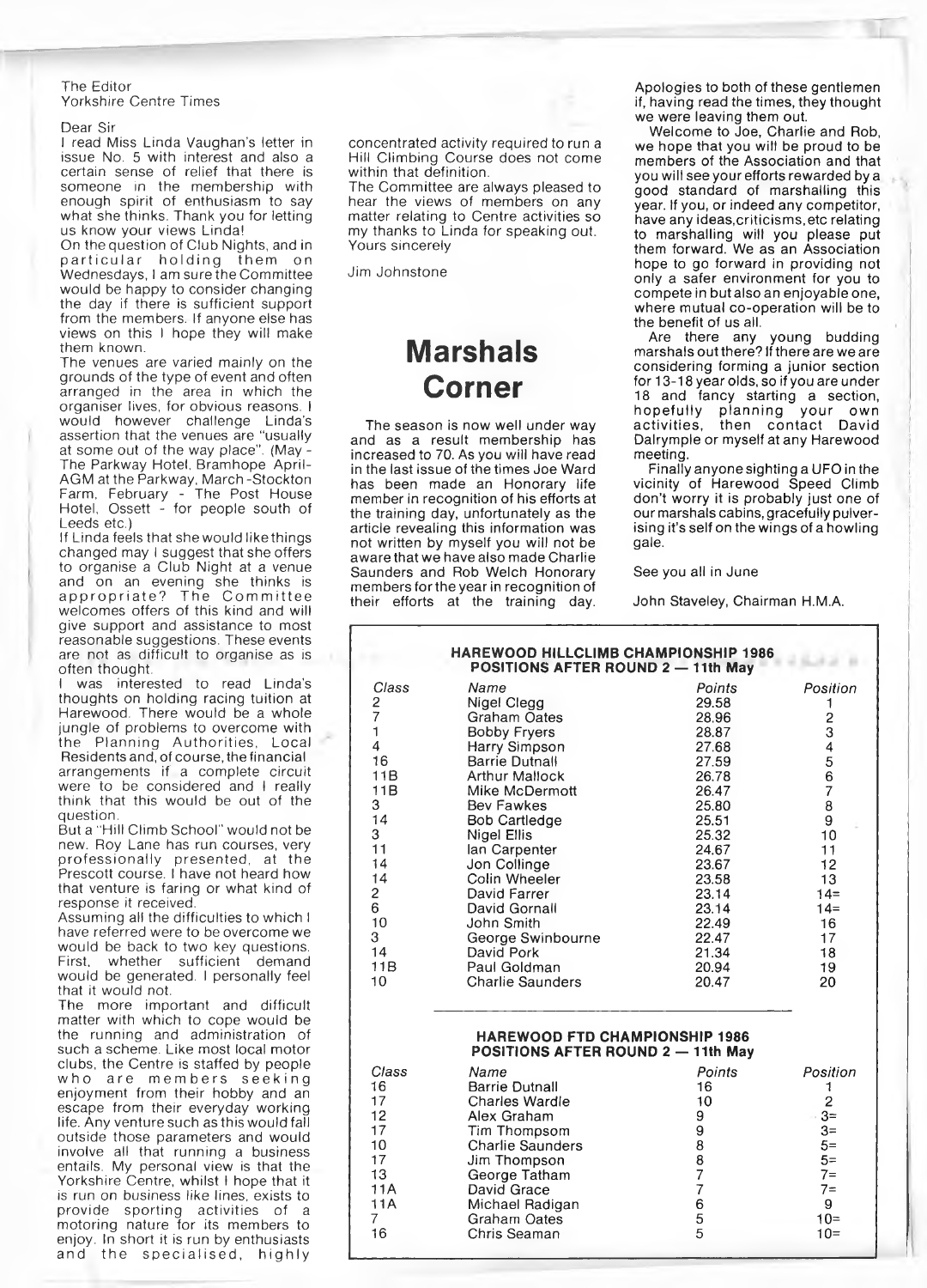The Editor
Yorkshire Centre Times

Dear Sir

I read Miss Linda Vaughan's letter in issue No. 5 with interest and also a certain sense of relief that there is someone in the membership with enough spirit of enthusiasm to say what she thinks. Thank you for letting us know your views Linda!

On the question of Club Nights, and in particular holding them on Wednesdays, I am sure the Committee would be happy to consider changing the day if there is sufficient support from the members. If anyone else has views on this I hope they will make them known.

The venues are varied mainly on the grounds of the type of event and often arranged in the area in which the organiser lives, for obvious reasons. I would however challenge Linda's assertion that the venues are "usually at some out of the way place". (May - The Parkway Hotel, Bramhope April- AGM at the Parkway, March -Stockton Farm, February - The Post House Hotel, Ossett - for people south of Leeds etc.)

If Linda feels that she would like things changed may I suggest that she offers to organise a Club Night at a venue and on an evening she thinks is appropriate? The Committee welcomes offers of this kind and will give support and assistance to most reasonable suggestions. These events are not as difficult to organise as is often thought.

I was interested to read Linda's thoughts on holding racing tuition at Harewood. There would be a whole jungle of problems to overcome with the Planning Authorities, Local Residents and, of course, the financial arrangements if a complete circuit were to be considered and I really think that this would be out of the question.

But a "Hill Climb School" would not be new. Roy Lane has run courses, very professionally presented, at the Prescott course. I have not heard how that venture is faring or what kind of response it received.

Assuming all the difficulties to which I have referred were to be overcome we would be back to two key questions. First, whether sufficient demand would be generated. I personally feel that it would not.

The more important and difficult matter with which to cope would be the running and administration of such a scheme. Like most local motor clubs, the Centre is staffed by people who are members seeking enjoyment from their hobby and an escape from their everyday working life. Any venture such as this would fall outside those parameters and would involve all that running a business entails. My personal view is that the Yorkshire Centre, whilst I hope that it is run on business like lines, exists to provide sporting activities of a motoring nature for its members to enjoy. In short it is run by enthusiasts and the specialised, highly concentrated activity required to run a Hill Climbing Course does not come within that definition.

The Committee are always pleased to hear the views of members on any matter relating to Centre activities so my thanks to Linda for speaking out.

Yours sincerely

Jim Johnstone

# Marshals Corner

The season is now well under way and as a result membership has increased to 70. As you will have read in the last issue of the times Joe Ward has been made an Honorary life member in recognition of his efforts at the training day, unfortunately as the article revealing this information was not written by myself you will not be aware that we have also made Charlie Saunders and Rob Welch Honorary members for the year in recognition of their efforts at the training day. Apologies to both of these gentlemen if, having read the times, they thought we were leaving them out.

Welcome to Joe, Charlie and Rob, we hope that you will be proud to be members of the Association and that you will see your efforts rewarded by a good standard of marshalling this year. If you, or indeed any competitor, have any ideas,criticisms,etc relating to marshalling will you please put them forward. We as an Association hope to go forward in providing not only a safer environment for you to compete in but also an enjoyable one, where mutual co-operation will be to the benefit of us all.

Are there any young budding marshals out there? If there are we are considering forming a junior section for 13-18 year olds, so if you are under 18 and fancy starting a section, hopefully planning your own activities, then contact David Dalrymple or myself at any Harewood meeting.

Finally anyone sighting a UFO in the vicinity of Harewood Speed Climb don't worry it is probably just one of our marshals cabins, gracefully pulverising it's self on the wings of a howling gale.

See you all in June

John Staveley, Chairman H.M.A.

## HAREWOOD HILLCLIMB CHAMPIONSHIP 1986
### POSITIONS AFTER ROUND 2 — 11th May

| Class | Name | Points | Position |
|---|---|---|---|
| 2 | Nigel Clegg | 29.58 | 1 |
| 7 | Graham Oates | 28.96 | 2 |
| 1 | Bobby Fryers | 28.87 | 3 |
| 4 | Harry Simpson | 27.68 | 4 |
| 16 | Barrie Dutnall | 27.59 | 5 |
| 11B | Arthur Mallock | 26.78 | 6 |
| 11B | Mike McDermott | 26.47 | 7 |
| 3 | Bev Fawkes | 25.80 | 8 |
| 14 | Bob Cartledge | 25.51 | 9 |
| 3 | Nigel Ellis | 25.32 | 10 |
| 11 | Ian Carpenter | 24.67 | 11 |
| 14 | Jon Collinge | 23.67 | 12 |
| 14 | Colin Wheeler | 23.58 | 13 |
| 2 | David Farrer | 23.14 | 14= |
| 6 | David Gornall | 23.14 | 14= |
| 10 | John Smith | 22.49 | 16 |
| 3 | George Swinbourne | 22.47 | 17 |
| 14 | David Pork | 21.34 | 18 |
| 11B | Paul Goldman | 20.94 | 19 |
| 10 | Charlie Saunders | 20.47 | 20 |

## HAREWOOD FTD CHAMPIONSHIP 1986
### POSITIONS AFTER ROUND 2 — 11th May

| Class | Name | Points | Position |
|---|---|---|---|
| 16 | Barrie Dutnall | 16 | 1 |
| 17 | Charles Wardle | 10 | 2 |
| 12 | Alex Graham | 9 | 3= |
| 17 | Tim Thompsom | 9 | 3= |
| 10 | Charlie Saunders | 8 | 5= |
| 17 | Jim Thompson | 8 | 5= |
| 13 | George Tatham | 7 | 7= |
| 11A | David Grace | 7 | 7= |
| 11A | Michael Radigan | 6 | 9 |
| 7 | Graham Oates | 5 | 10= |
| 16 | Chris Seaman | 5 | 10= |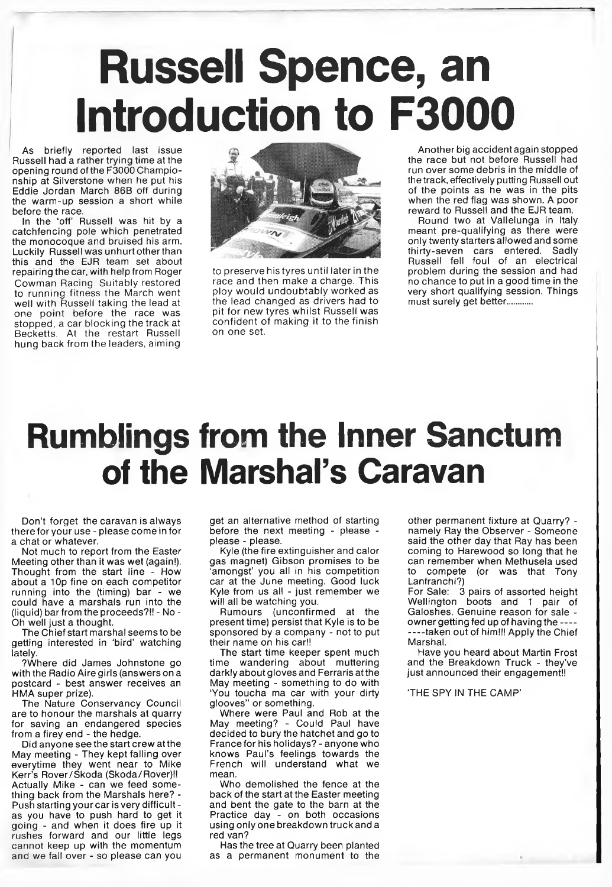# Russell Spence, an Introduction to F3000

As briefly reported last issue Russell had a rather trying time at the opening round of the F3000 Championship at Silverstone when he put his Eddie Jordan March 86B off during the warm-up session a short while before the race.

In the 'off' Russell was hit by a catchfencing pole which penetrated the monocoque and bruised his arm. Luckily Russell was unhurt other than this and the EJR team set about repairing the car, with help from Roger Cowman Racing. Suitably restored to running fitness the March went well with Russell taking the lead at one point before the race was stopped, a car blocking the track at Becketts. At the restart Russell hung back from the leaders, aiming to preserve his tyres until later in the race and then make a charge. This ploy would undoubtably worked as the lead changed as drivers had to pit for new tyres whilst Russell was confident of making it to the finish on one set.

Another big accident again stopped the race but not before Russell had run over some debris in the middle of the track, effectively putting Russell out of the points as he was in the pits when the red flag was shown. A poor reward to Russell and the EJR team.

Round two at Vallelunga in Italy meant pre-qualifying as there were only twenty starters allowed and some thirty-seven cars entered. Sadly Russell fell foul of an electrical problem during the session and had no chance to put in a good time in the very short qualifying session. Things must surely get better............

# Rumblings from the Inner Sanctum of the Marshal's Caravan

Don't forget the caravan is always there for your use - please come in for a chat or whatever.

Not much to report from the Easter Meeting other than it was wet (again!). Thought from the start line - How about a 10p fine on each competitor running into the (timing) bar - we could have a marshals run into the (liquid) bar from the proceeds?!! - No - Oh well just a thought.

The Chief start marshal seems to be getting interested in 'bird' watching lately.

?Where did James Johnstone go with the Radio Aire girls (answers on a postcard - best answer receives an HMA super prize).

The Nature Conservancy Council are to honour the marshals at quarry for saving an endangered species from a firey end - the hedge.

Did anyone see the start crew at the May meeting - They kept falling over everytime they went near to Mike Kerr's Rover/Skoda (Skoda/Rover)!! Actually Mike - can we feed something back from the Marshals here? - Push starting your car is very difficult - as you have to push hard to get it going - and when it does fire up it rushes forward and our little legs cannot keep up with the momentum and we fall over - so please can you get an alternative method of starting before the next meeting - please - please - please.

Kyle (the fire extinguisher and calor gas magnet) Gibson promises to be 'amongst' you all in his competition car at the June meeting. Good luck Kyle from us all - just remember we will all be watching you.

Rumours (unconfirmed at the present time) persist that Kyle is to be sponsored by a company - not to put their name on his car!!

The start time keeper spent much time wandering about muttering darkly about gloves and Ferraris at the May meeting - something to do with 'You toucha ma car with your dirty glooves" or something.

Where were Paul and Rob at the May meeting? - Could Paul have decided to bury the hatchet and go to France for his holidays? - anyone who knows Paul's feelings towards the French will understand what we mean.

Who demolished the fence at the back of the start at the Easter meeting and bent the gate to the barn at the Practice day - on both occasions using only one breakdown truck and a red van?

Has the tree at Quarry been planted as a permanent monument to the other permanent fixture at Quarry? - namely Ray the Observer - Someone said the other day that Ray has been coming to Harewood so long that he can remember when Methusela used to compete (or was that Tony Lanfranchi?)

For Sale: 3 pairs of assorted height Wellington boots and 1 pair of Galoshes. Genuine reason for sale - owner getting fed up of having the -------- taken out of him!!! Apply the Chief Marshal.

Have you heard about Martin Frost and the Breakdown Truck - they've just announced their engagement!!

'THE SPY IN THE CAMP'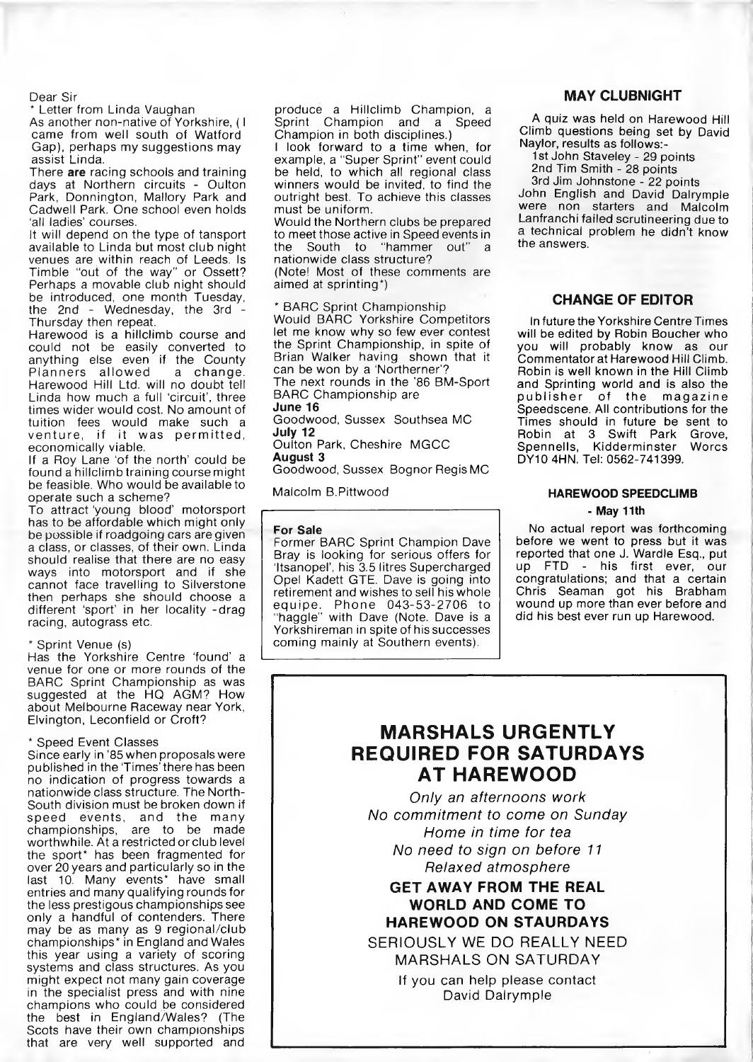Dear Sir

\* Letter from Linda Vaughan

As another non-native of Yorkshire, ( I came from well south of Watford Gap), perhaps my suggestions may assist Linda.

There **are** racing schools and training days at Northern circuits - Oulton Park, Donnington, Mallory Park and Cadwell Park. One school even holds 'all ladies' courses.

It will depend on the type of tansport available to Linda but most club night venues are within reach of Leeds. Is Timble "out of the way" or Ossett? Perhaps a movable club night should be introduced, one month Tuesday, the 2nd - Wednesday, the 3rd - Thursday then repeat.

Harewood is a hillclimb course and could not be easily converted to anything else even if the County Planners allowed a change. Harewood Hill Ltd. will no doubt tell Linda how much a full 'circuit', three times wider would cost. No amount of tuition fees would make such a venture, if it was permitted, economically viable.

If a Roy Lane 'of the north' could be found a hillclimb training course might be feasible. Who would be available to operate such a scheme?

To attract 'young blood' motorsport has to be affordable which might only be possible if roadgoing cars are given a class, or classes, of their own. Linda should realise that there are no easy ways into motorsport and if she cannot face travelling to Silverstone then perhaps she should choose a different 'sport' in her locality - drag racing, autograss etc.

\* Sprint Venue (s)

Has the Yorkshire Centre 'found' a venue for one or more rounds of the BARC Sprint Championship as was suggested at the HQ AGM? How about Melbourne Raceway near York, Elvington, Leconfield or Croft?

\* Speed Event Classes

Since early in '85 when proposals were published in the 'Times' there has been no indication of progress towards a nationwide class structure. The North-South division must be broken down if speed events, and the many championships, are to be made worthwhile. At a restricted or club level the sport\* has been fragmented for over 20 years and particularly so in the last 10. Many events\* have small entries and many qualifying rounds for the less prestigous championships see only a handful of contenders. There may be as many as 9 regional/club championships\* in England and Wales this year using a variety of scoring systems and class structures. As you might expect not many gain coverage in the specialist press and with nine champions who could be considered the best in England/Wales? (The Scots have their own championships that are very well supported and produce a Hillclimb Champion, a Sprint Champion and a Speed Champion in both disciplines.)

I look forward to a time when, for example, a "Super Sprint" event could be held, to which all regional class winners would be invited, to find the outright best. To achieve this classes must be uniform.

Would the Northern clubs be prepared to meet those active in Speed events in the South to "hammer out" a nationwide class structure?

(Note! Most of these comments are aimed at sprinting\*)

\* BARC Sprint Championship

Would BARC Yorkshire Competitors let me know why so few ever contest the Sprint Championship, in spite of Brian Walker having shown that it can be won by a 'Northerner'?

The next rounds in the '86 BM-Sport BARC Championship are

**June 16**
Goodwood, Sussex Southsea MC

**July 12**
Oulton Park, Cheshire MGCC

**August 3**
Goodwood, Sussex Bognor Regis MC

Malcolm B.Pittwood

**For Sale**

Former BARC Sprint Champion Dave Bray is looking for serious offers for 'Itsanopel', his 3.5 litres Supercharged Opel Kadett GTE. Dave is going into retirement and wishes to sell his whole equipe. Phone 043-53-2706 to "haggle" with Dave (Note. Dave is a Yorkshireman in spite of his successes coming mainly at Southern events).

## MAY CLUBNIGHT

A quiz was held on Harewood Hill Climb questions being set by David Naylor, results as follows:-

1st John Staveley - 29 points
2nd Tim Smith - 28 points
3rd Jim Johnstone - 22 points

John English and David Dalrymple were non starters and Malcolm Lanfranchi failed scrutineering due to a technical problem he didn't know the answers.

## CHANGE OF EDITOR

In future the Yorkshire Centre Times will be edited by Robin Boucher who you will probably know as our Commentator at Harewood Hill Climb. Robin is well known in the Hill Climb and Sprinting world and is also the publisher of the magazine Speedscene. All contributions for the Times should in future be sent to Robin at 3 Swift Park Grove, Spennells, Kidderminster Worcs DY10 4HN. Tel: 0562-741399.

### HAREWOOD SPEEDCLIMB

**- May 11th**

No actual report was forthcoming before we went to press but it was reported that one J. Wardle Esq., put up FTD - his first ever, our congratulations; and that a certain Chris Seaman got his Brabham wound up more than ever before and did his best ever run up Harewood.

## MARSHALS URGENTLY REQUIRED FOR SATURDAYS AT HAREWOOD

*Only an afternoons work*
*No commitment to come on Sunday*
*Home in time for tea*
*No need to sign on before 11*
*Relaxed atmosphere*

**GET AWAY FROM THE REAL WORLD AND COME TO HAREWOOD ON STAURDAYS**

SERIOUSLY WE DO REALLY NEED MARSHALS ON SATURDAY

If you can help please contact David Dalrymple